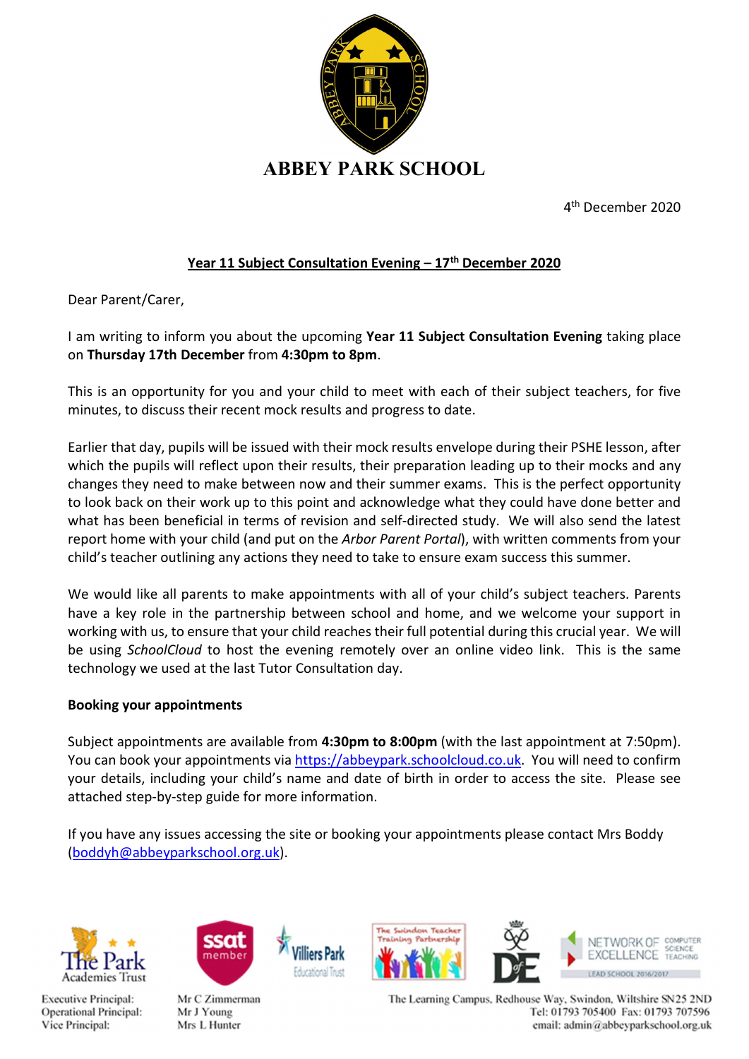# ABBEY PARK SCHOOL

4th December 2020

**Year 11 Subject Consultation Evening – 17th December 2020**

Dear Parent/Carer,

I am writing to inform you about the upcoming **Year 11 Subject Consultation Evening** taking place on **Thursday 17th December** from **4:30pm to 8pm**.

This is an opportunity for you and your child to meet with each of their subject teachers, for five minutes, to discuss their recent mock results and progress to date.

Earlier that day, pupils will be issued with their mock results envelope during their PSHE lesson, after which the pupils will reflect upon their results, their preparation leading up to their mocks and any changes they need to make between now and their summer exams. This is the perfect opportunity to look back on their work up to this point and acknowledge what they could have done better and what has been beneficial in terms of revision and self-directed study. We will also send the latest report home with your child (and put on the *Arbor Parent Portal*), with written comments from your child's teacher outlining any actions they need to take to ensure exam success this summer.

We would like all parents to make appointments with all of your child's subject teachers. Parents have a key role in the partnership between school and home, and we welcome your support in working with us, to ensure that your child reaches their full potential during this crucial year. We will be using *SchoolCloud* to host the evening remotely over an online video link. This is the same technology we used at the last Tutor Consultation day.

**Booking your appointments**

Subject appointments are available from **4:30pm to 8:00pm** (with the last appointment at 7:50pm). You can book your appointments via https://abbeypark.schoolcloud.co.uk. You will need to confirm your details, including your child's name and date of birth in order to access the site. Please see attached step-by-step guide for more information.

If you have any issues accessing the site or booking your appointments please contact Mrs Boddy (boddyh@abbeyparkschool.org.uk).

Executive Principal: Mr C Zimmerman
Operational Principal: Mr J Young
Vice Principal: Mrs L Hunter

The Learning Campus, Redhouse Way, Swindon, Wiltshire SN25 2ND
Tel: 01793 705400 Fax: 01793 707596
email: admin@abbeyparkschool.org.uk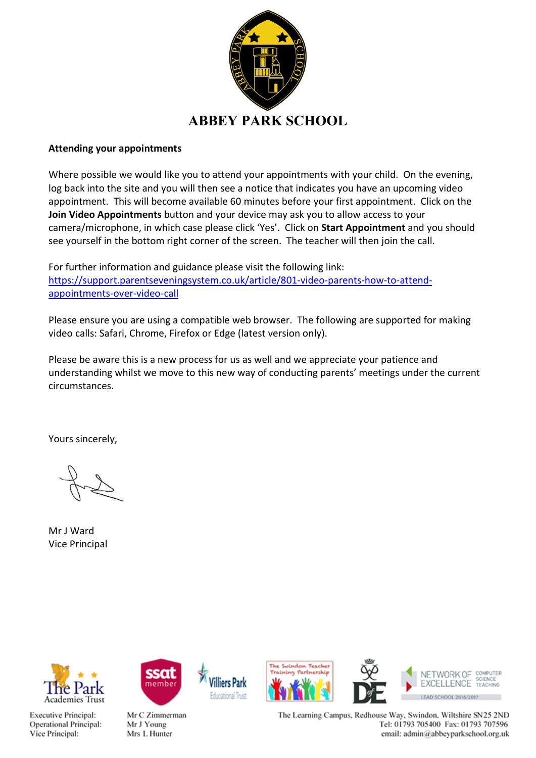# ABBEY PARK SCHOOL

**Attending your appointments**

Where possible we would like you to attend your appointments with your child. On the evening, log back into the site and you will then see a notice that indicates you have an upcoming video appointment. This will become available 60 minutes before your first appointment. Click on the **Join Video Appointments** button and your device may ask you to allow access to your camera/microphone, in which case please click 'Yes'. Click on **Start Appointment** and you should see yourself in the bottom right corner of the screen. The teacher will then join the call.

For further information and guidance please visit the following link:
https://support.parentseveningsystem.co.uk/article/801-video-parents-how-to-attend-appointments-over-video-call

Please ensure you are using a compatible web browser. The following are supported for making video calls: Safari, Chrome, Firefox or Edge (latest version only).

Please be aware this is a new process for us as well and we appreciate your patience and understanding whilst we move to this new way of conducting parents' meetings under the current circumstances.

Yours sincerely,

Mr J Ward
Vice Principal

Executive Principal: Mr C Zimmerman
Operational Principal: Mr J Young
Vice Principal: Mrs L Hunter

The Learning Campus, Redhouse Way, Swindon, Wiltshire SN25 2ND
Tel: 01793 705400 Fax: 01793 707596
email: admin@abbeyparkschool.org.uk